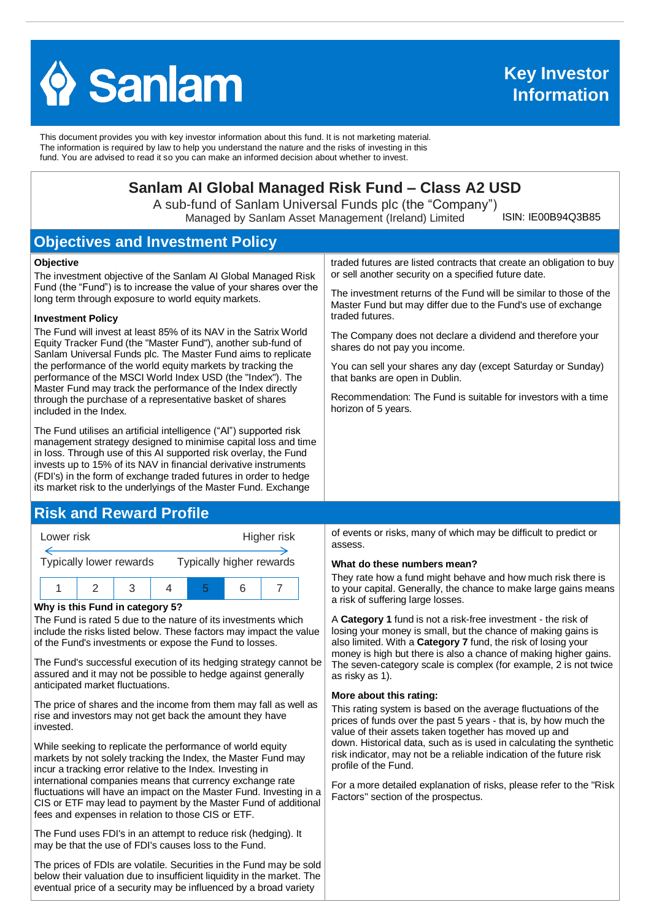# Sanlam

**Key Investor Information**

This document provides you with key investor information about this fund. It is not marketing material. The information is required by law to help you understand the nature and the risks of investing in this fund. You are advised to read it so you can make an informed decision about whether to invest.

## Sanlam AI Global Managed Risk Fund – Class A2 USD

A sub-fund of Sanlam Universal Funds plc (the "Company")

Managed by Sanlam Asset Management (Ireland) Limited

ISIN: IE00B94Q3B85

## Objectives and Investment Policy

**Objective**

The investment objective of the Sanlam AI Global Managed Risk Fund (the "Fund") is to increase the value of your shares over the long term through exposure to world equity markets.

**Investment Policy**

The Fund will invest at least 85% of its NAV in the Satrix World Equity Tracker Fund (the "Master Fund"), another sub-fund of Sanlam Universal Funds plc. The Master Fund aims to replicate the performance of the world equity markets by tracking the performance of the MSCI World Index USD (the "Index"). The Master Fund may track the performance of the Index directly through the purchase of a representative basket of shares included in the Index.

The Fund utilises an artificial intelligence ("AI") supported risk management strategy designed to minimise capital loss and time in loss. Through use of this AI supported risk overlay, the Fund invests up to 15% of its NAV in financial derivative instruments (FDI's) in the form of exchange traded futures in order to hedge its market risk to the underlyings of the Master Fund. Exchange traded futures are listed contracts that create an obligation to buy or sell another security on a specified future date.

The investment returns of the Fund will be similar to those of the Master Fund but may differ due to the Fund's use of exchange traded futures.

The Company does not declare a dividend and therefore your shares do not pay you income.

You can sell your shares any day (except Saturday or Sunday) that banks are open in Dublin.

Recommendation: The Fund is suitable for investors with a time horizon of 5 years.

## Risk and Reward Profile

Lower risk — Higher risk

Typically lower rewards — Typically higher rewards

| 1 | 2 | 3 | 4 | **5** | 6 | 7 |
|---|---|---|---|---|---|---|

**Why is this Fund in category 5?**

The Fund is rated 5 due to the nature of its investments which include the risks listed below. These factors may impact the value of the Fund's investments or expose the Fund to losses.

The Fund's successful execution of its hedging strategy cannot be assured and it may not be possible to hedge against generally anticipated market fluctuations.

The price of shares and the income from them may fall as well as rise and investors may not get back the amount they have invested.

While seeking to replicate the performance of world equity markets by not solely tracking the Index, the Master Fund may incur a tracking error relative to the Index. Investing in international companies means that currency exchange rate fluctuations will have an impact on the Master Fund. Investing in a CIS or ETF may lead to payment by the Master Fund of additional fees and expenses in relation to those CIS or ETF.

The Fund uses FDI's in an attempt to reduce risk (hedging). It may be that the use of FDI's causes loss to the Fund.

The prices of FDIs are volatile. Securities in the Fund may be sold below their valuation due to insufficient liquidity in the market. The eventual price of a security may be influenced by a broad variety of events or risks, many of which may be difficult to predict or assess.

**What do these numbers mean?**

They rate how a fund might behave and how much risk there is to your capital. Generally, the chance to make large gains means a risk of suffering large losses.

A **Category 1** fund is not a risk-free investment - the risk of losing your money is small, but the chance of making gains is also limited. With a **Category 7** fund, the risk of losing your money is high but there is also a chance of making higher gains. The seven-category scale is complex (for example, 2 is not twice as risky as 1).

**More about this rating:**

This rating system is based on the average fluctuations of the prices of funds over the past 5 years - that is, by how much the value of their assets taken together has moved up and down. Historical data, such as is used in calculating the synthetic risk indicator, may not be a reliable indication of the future risk profile of the Fund.

For a more detailed explanation of risks, please refer to the "Risk Factors" section of the prospectus.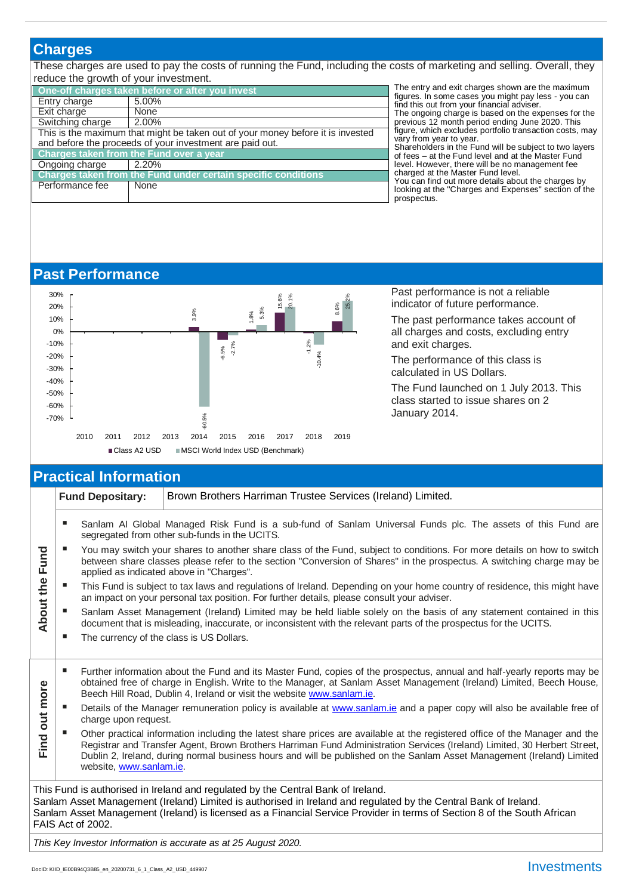## Charges

These charges are used to pay the costs of running the Fund, including the costs of marketing and selling. Overall, they reduce the growth of your investment.

| **One-off charges taken before or after you invest** | |
|---|---|
| Entry charge | 5.00% |
| Exit charge | None |
| Switching charge | 2.00% |
| This is the maximum that might be taken out of your money before it is invested and before the proceeds of your investment are paid out. | |
| **Charges taken from the Fund over a year** | |
| Ongoing charge | 2.20% |
| **Charges taken from the Fund under certain specific conditions** | |
| Performance fee | None |

The entry and exit charges shown are the maximum figures. In some cases you might pay less - you can find this out from your financial adviser.
The ongoing charge is based on the expenses for the previous 12 month period ending June 2020. This figure, which excludes portfolio transaction costs, may vary from year to year.
Shareholders in the Fund will be subject to two layers of fees – at the Fund level and at the Master Fund level. However, there will be no management fee charged at the Master Fund level.
You can find out more details about the charges by looking at the "Charges and Expenses" section of the prospectus.

## Past Performance

30%
20%
10%
0%
-10%
-20%
-30%
-40%
-50%
-60%
-70%

3.9%
-60.5%
-6.5%
-2.7%
1.8%
5.3%
15.6%
20.1%
-1.2%
-10.4%
8.6%
25.2%

2010 2011 2012 2013 2014 2015 2016 2017 2018 2019

Class A2 USD
MSCI World Index USD (Benchmark)

Past performance is not a reliable indicator of future performance.

The past performance takes account of all charges and costs, excluding entry and exit charges.

The performance of this class is calculated in US Dollars.

The Fund launched on 1 July 2013. This class started to issue shares on 2 January 2014.

## Practical Information

**About the Fund**

| | |
|---|---|
| **Fund Depositary:** | Brown Brothers Harriman Trustee Services (Ireland) Limited. |

- Sanlam AI Global Managed Risk Fund is a sub-fund of Sanlam Universal Funds plc. The assets of this Fund are segregated from other sub-funds in the UCITS.
- You may switch your shares to another share class of the Fund, subject to conditions. For more details on how to switch between share classes please refer to the section "Conversion of Shares" in the prospectus. A switching charge may be applied as indicated above in "Charges".
- This Fund is subject to tax laws and regulations of Ireland. Depending on your home country of residence, this might have an impact on your personal tax position. For further details, please consult your adviser.
- Sanlam Asset Management (Ireland) Limited may be held liable solely on the basis of any statement contained in this document that is misleading, inaccurate, or inconsistent with the relevant parts of the prospectus for the UCITS.
- The currency of the class is US Dollars.

**Find out more**

- Further information about the Fund and its Master Fund, copies of the prospectus, annual and half-yearly reports may be obtained free of charge in English. Write to the Manager, at Sanlam Asset Management (Ireland) Limited, Beech House, Beech Hill Road, Dublin 4, Ireland or visit the website www.sanlam.ie.
- Details of the Manager remuneration policy is available at www.sanlam.ie and a paper copy will also be available free of charge upon request.
- Other practical information including the latest share prices are available at the registered office of the Manager and the Registrar and Transfer Agent, Brown Brothers Harriman Fund Administration Services (Ireland) Limited, 30 Herbert Street, Dublin 2, Ireland, during normal business hours and will be published on the Sanlam Asset Management (Ireland) Limited website, www.sanlam.ie.

This Fund is authorised in Ireland and regulated by the Central Bank of Ireland.
Sanlam Asset Management (Ireland) Limited is authorised in Ireland and regulated by the Central Bank of Ireland.
Sanlam Asset Management (Ireland) is licensed as a Financial Service Provider in terms of Section 8 of the South African FAIS Act of 2002.

*This Key Investor Information is accurate as at 25 August 2020.*

DocID: KIID_IE00B94Q3B85_en_20200731_6_1_Class_A2_USD_449907

Investments